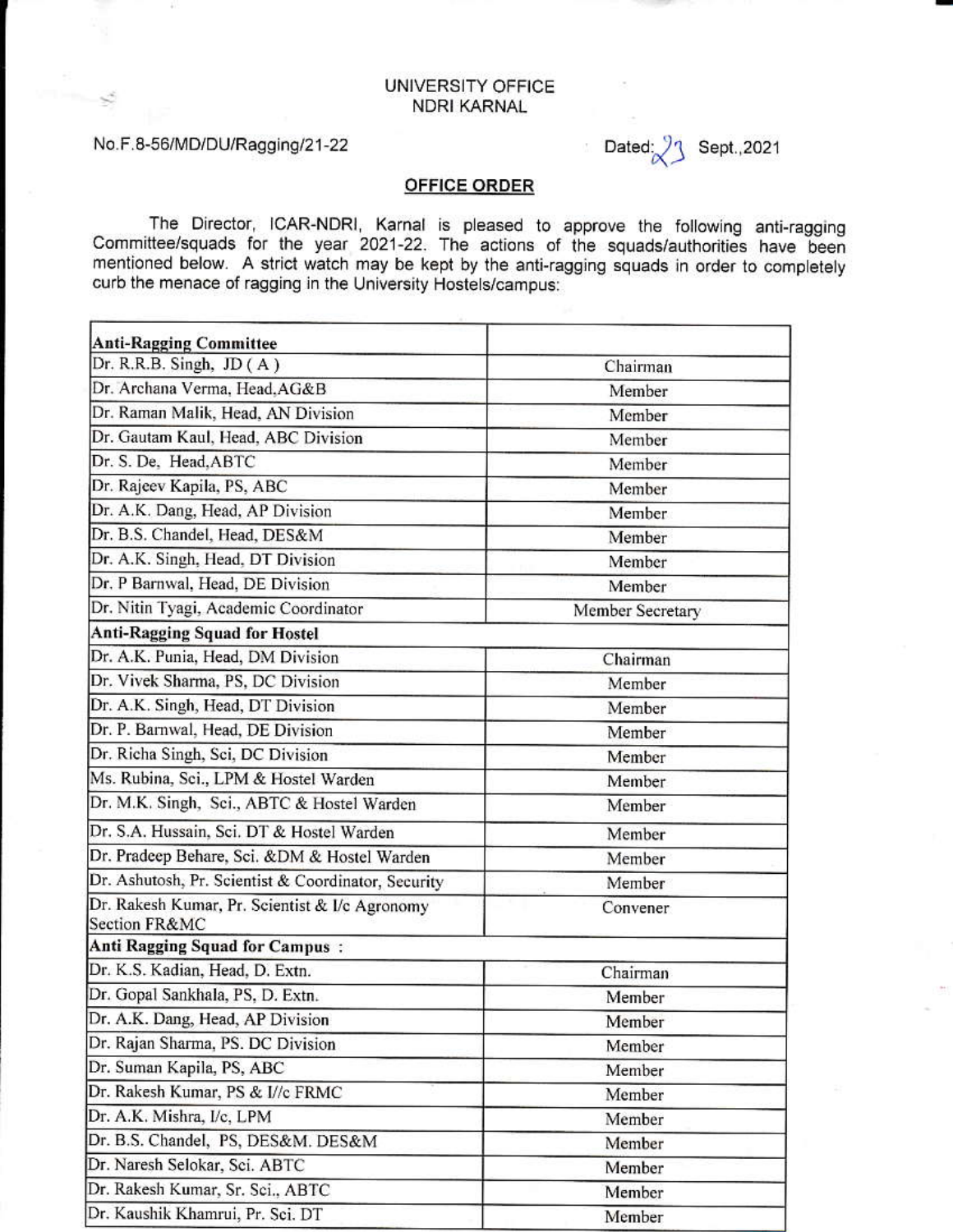UNIVERSITY OFFICE
NDRI KARNAL

No.F.8-56/MD/DU/Ragging/21-22

Dated: 23 Sept.,2021

**OFFICE ORDER**

The Director, ICAR-NDRI, Karnal is pleased to approve the following anti-ragging Committee/squads for the year 2021-22. The actions of the squads/authorities have been mentioned below. A strict watch may be kept by the anti-ragging squads in order to completely curb the menace of ragging in the University Hostels/campus:

| **Anti-Ragging Committee** | |
|---|---|
| Dr. R.R.B. Singh, JD ( A ) | Chairman |
| Dr. Archana Verma, Head,AG&B | Member |
| Dr. Raman Malik, Head, AN Division | Member |
| Dr. Gautam Kaul, Head, ABC Division | Member |
| Dr. S. De, Head,ABTC | Member |
| Dr. Rajeev Kapila, PS, ABC | Member |
| Dr. A.K. Dang, Head, AP Division | Member |
| Dr. B.S. Chandel, Head, DES&M | Member |
| Dr. A.K. Singh, Head, DT Division | Member |
| Dr. P Barnwal, Head, DE Division | Member |
| Dr. Nitin Tyagi, Academic Coordinator | Member Secretary |
| **Anti-Ragging Squad for Hostel** | |
| Dr. A.K. Punia, Head, DM Division | Chairman |
| Dr. Vivek Sharma, PS, DC Division | Member |
| Dr. A.K. Singh, Head, DT Division | Member |
| Dr. P. Barnwal, Head, DE Division | Member |
| Dr. Richa Singh, Sci, DC Division | Member |
| Ms. Rubina, Sci., LPM & Hostel Warden | Member |
| Dr. M.K. Singh, Sci., ABTC & Hostel Warden | Member |
| Dr. S.A. Hussain, Sci. DT & Hostel Warden | Member |
| Dr. Pradeep Behare, Sci. &DM & Hostel Warden | Member |
| Dr. Ashutosh, Pr. Scientist & Coordinator, Security | Member |
| Dr. Rakesh Kumar, Pr. Scientist & I/c Agronomy Section FR&MC | Convener |
| **Anti Ragging Squad for Campus :** | |
| Dr. K.S. Kadian, Head, D. Extn. | Chairman |
| Dr. Gopal Sankhala, PS, D. Extn. | Member |
| Dr. A.K. Dang, Head, AP Division | Member |
| Dr. Rajan Sharma, PS. DC Division | Member |
| Dr. Suman Kapila, PS, ABC | Member |
| Dr. Rakesh Kumar, PS & I//c FRMC | Member |
| Dr. A.K. Mishra, I/c, LPM | Member |
| Dr. B.S. Chandel, PS, DES&M. DES&M | Member |
| Dr. Naresh Selokar, Sci. ABTC | Member |
| Dr. Rakesh Kumar, Sr. Sci., ABTC | Member |
| Dr. Kaushik Khamrui, Pr. Sci. DT | Member |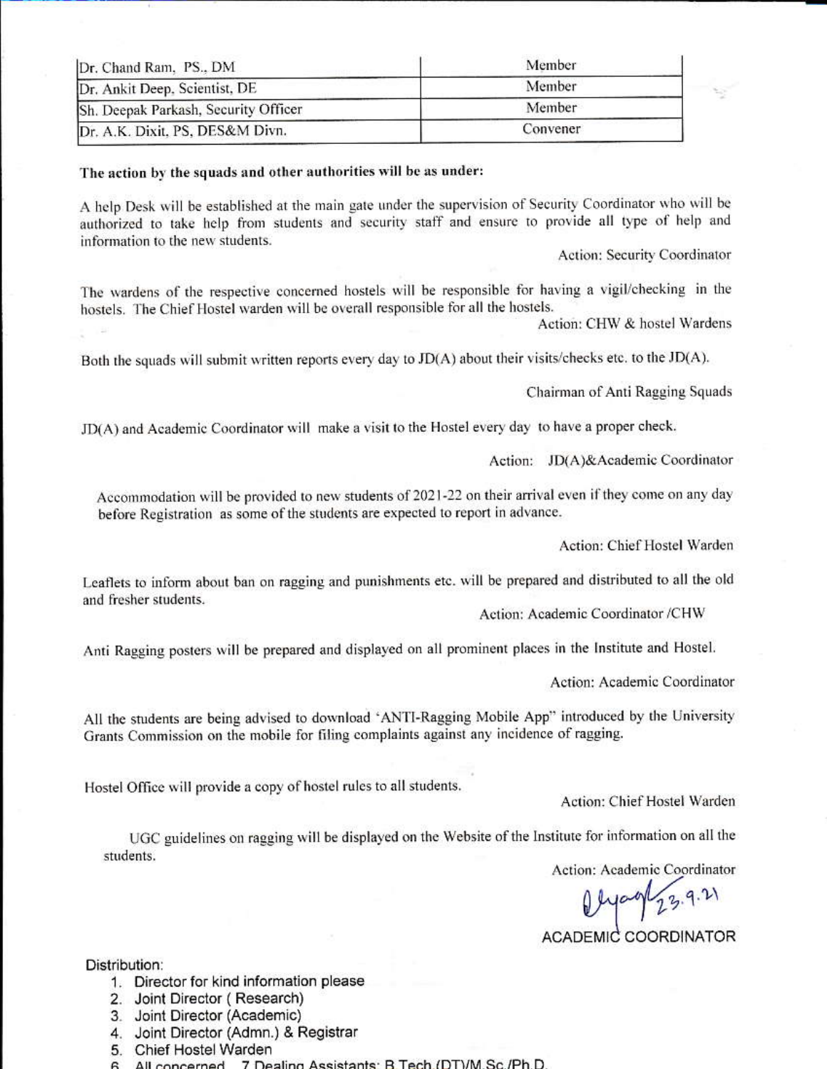| | |
|---|---|
| Dr. Chand Ram, PS., DM | Member |
| Dr. Ankit Deep, Scientist, DE | Member |
| Sh. Deepak Parkash, Security Officer | Member |
| Dr. A.K. Dixit, PS, DES&M Divn. | Convener |

**The action by the squads and other authorities will be as under:**

A help Desk will be established at the main gate under the supervision of Security Coordinator who will be authorized to take help from students and security staff and ensure to provide all type of help and information to the new students.

Action: Security Coordinator

The wardens of the respective concerned hostels will be responsible for having a vigil/checking in the hostels. The Chief Hostel warden will be overall responsible for all the hostels.

Action: CHW & hostel Wardens

Both the squads will submit written reports every day to JD(A) about their visits/checks etc. to the JD(A).

Chairman of Anti Ragging Squads

JD(A) and Academic Coordinator will make a visit to the Hostel every day to have a proper check.

Action: JD(A)&Academic Coordinator

Accommodation will be provided to new students of 2021-22 on their arrival even if they come on any day before Registration as some of the students are expected to report in advance.

Action: Chief Hostel Warden

Leaflets to inform about ban on ragging and punishments etc. will be prepared and distributed to all the old and fresher students.

Action: Academic Coordinator /CHW

Anti Ragging posters will be prepared and displayed on all prominent places in the Institute and Hostel.

Action: Academic Coordinator

All the students are being advised to download 'ANTI-Ragging Mobile App" introduced by the University Grants Commission on the mobile for filing complaints against any incidence of ragging.

Hostel Office will provide a copy of hostel rules to all students.

Action: Chief Hostel Warden

UGC guidelines on ragging will be displayed on the Website of the Institute for information on all the students.

Action: Academic Coordinator

23.9.21

ACADEMIC COORDINATOR

Distribution:

1. Director for kind information please
2. Joint Director ( Research)
3. Joint Director (Academic)
4. Joint Director (Admn.) & Registrar
5. Chief Hostel Warden
6. All concerned 7 Dealing Assistants: B.Tech (DT)/M.Sc./Ph.D.